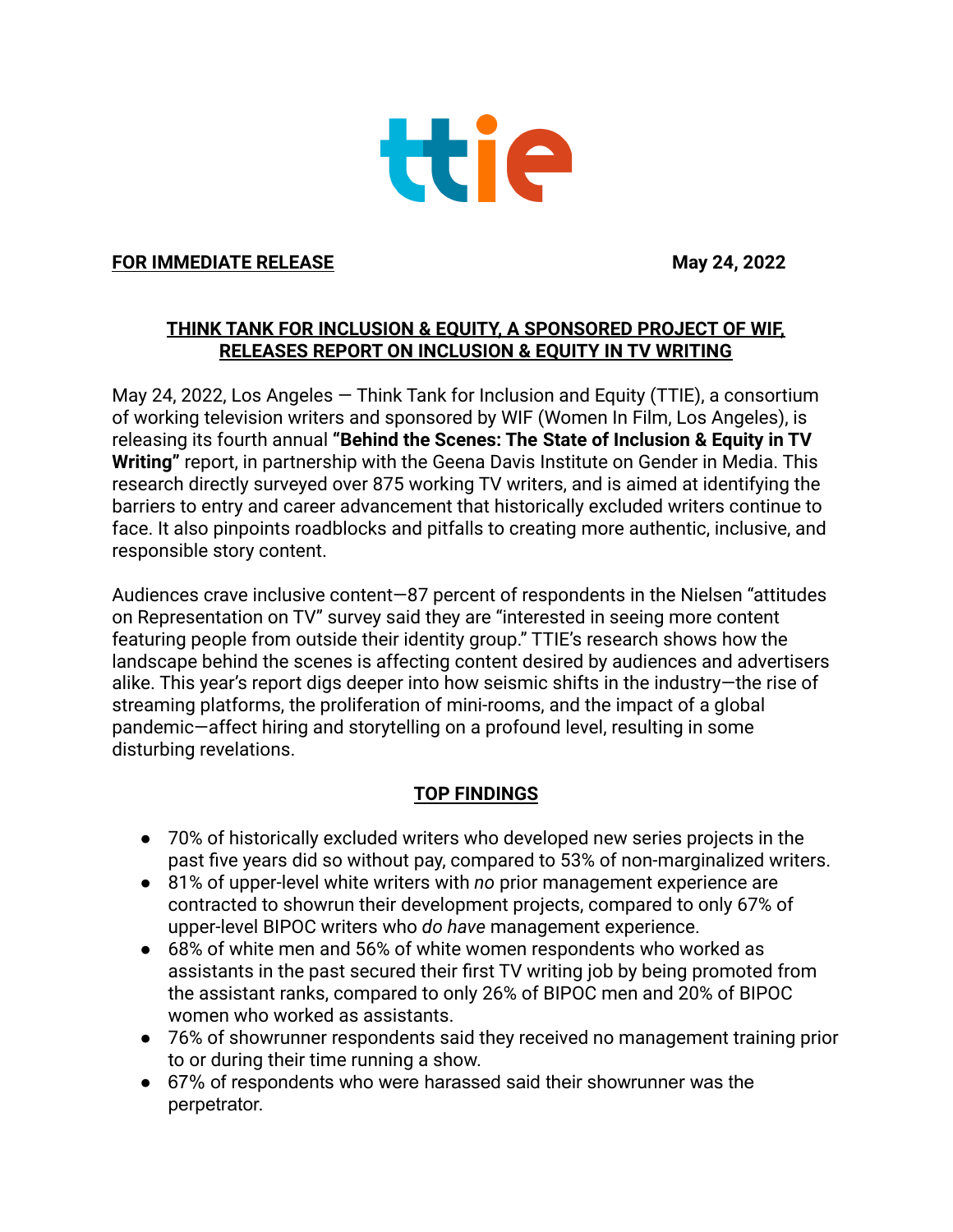ttie

**FOR IMMEDIATE RELEASE** **May 24, 2022**

## THINK TANK FOR INCLUSION & EQUITY, A SPONSORED PROJECT OF WIF, RELEASES REPORT ON INCLUSION & EQUITY IN TV WRITING

May 24, 2022, Los Angeles — Think Tank for Inclusion and Equity (TTIE), a consortium of working television writers and sponsored by WIF (Women In Film, Los Angeles), is releasing its fourth annual **"Behind the Scenes: The State of Inclusion & Equity in TV Writing"** report, in partnership with the Geena Davis Institute on Gender in Media. This research directly surveyed over 875 working TV writers, and is aimed at identifying the barriers to entry and career advancement that historically excluded writers continue to face. It also pinpoints roadblocks and pitfalls to creating more authentic, inclusive, and responsible story content.

Audiences crave inclusive content—87 percent of respondents in the Nielsen "attitudes on Representation on TV" survey said they are "interested in seeing more content featuring people from outside their identity group." TTIE's research shows how the landscape behind the scenes is affecting content desired by audiences and advertisers alike. This year's report digs deeper into how seismic shifts in the industry—the rise of streaming platforms, the proliferation of mini-rooms, and the impact of a global pandemic—affect hiring and storytelling on a profound level, resulting in some disturbing revelations.

## TOP FINDINGS

- 70% of historically excluded writers who developed new series projects in the past five years did so without pay, compared to 53% of non-marginalized writers.
- 81% of upper-level white writers with *no* prior management experience are contracted to showrun their development projects, compared to only 67% of upper-level BIPOC writers who *do have* management experience.
- 68% of white men and 56% of white women respondents who worked as assistants in the past secured their first TV writing job by being promoted from the assistant ranks, compared to only 26% of BIPOC men and 20% of BIPOC women who worked as assistants.
- 76% of showrunner respondents said they received no management training prior to or during their time running a show.
- 67% of respondents who were harassed said their showrunner was the perpetrator.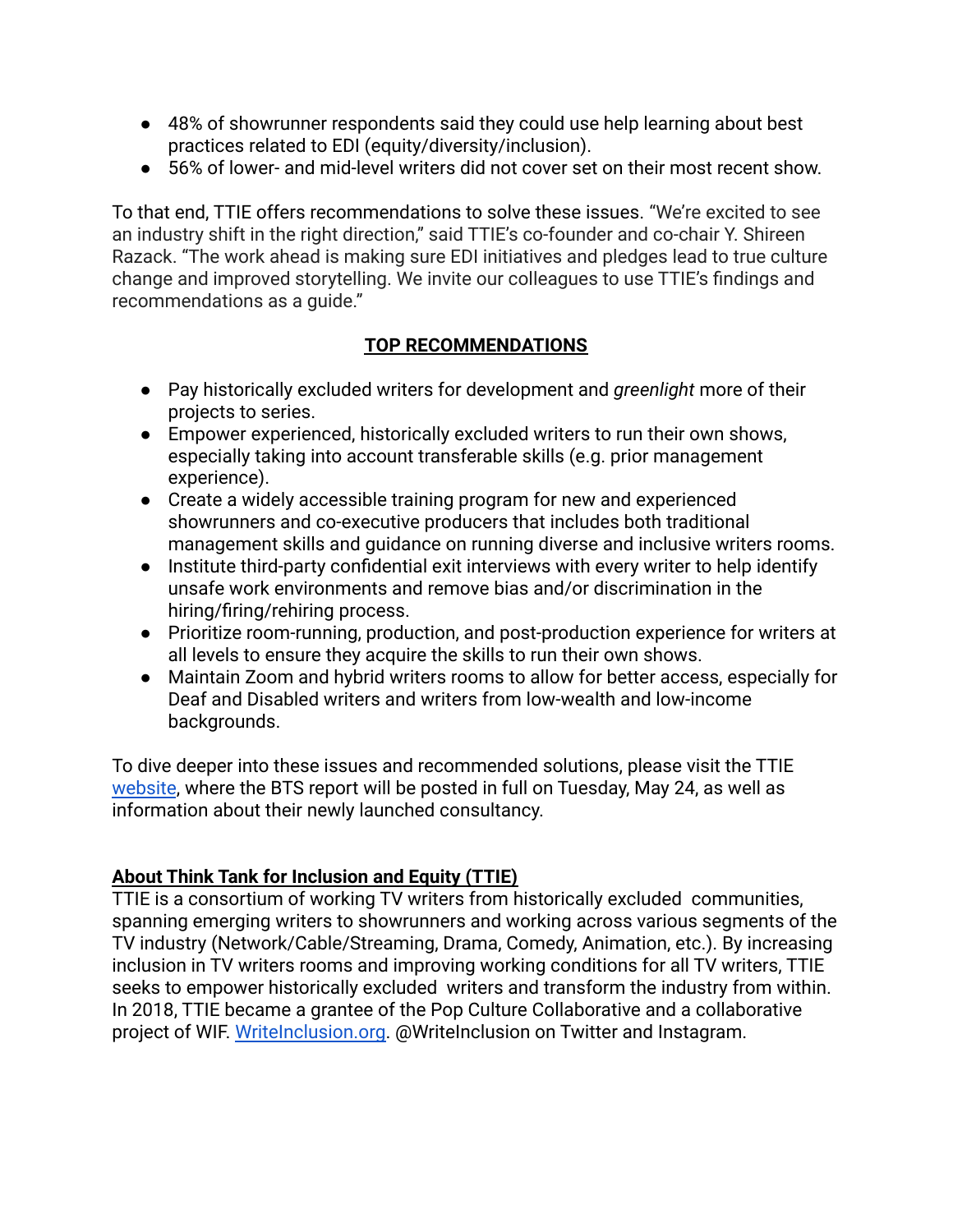- 48% of showrunner respondents said they could use help learning about best practices related to EDI (equity/diversity/inclusion).
- 56% of lower- and mid-level writers did not cover set on their most recent show.

To that end, TTIE offers recommendations to solve these issues. “We’re excited to see an industry shift in the right direction,” said TTIE’s co-founder and co-chair Y. Shireen Razack. “The work ahead is making sure EDI initiatives and pledges lead to true culture change and improved storytelling. We invite our colleagues to use TTIE’s findings and recommendations as a guide.”

**TOP RECOMMENDATIONS**

- Pay historically excluded writers for development and *greenlight* more of their projects to series.
- Empower experienced, historically excluded writers to run their own shows, especially taking into account transferable skills (e.g. prior management experience).
- Create a widely accessible training program for new and experienced showrunners and co-executive producers that includes both traditional management skills and guidance on running diverse and inclusive writers rooms.
- Institute third-party confidential exit interviews with every writer to help identify unsafe work environments and remove bias and/or discrimination in the hiring/firing/rehiring process.
- Prioritize room-running, production, and post-production experience for writers at all levels to ensure they acquire the skills to run their own shows.
- Maintain Zoom and hybrid writers rooms to allow for better access, especially for Deaf and Disabled writers and writers from low-wealth and low-income backgrounds.

To dive deeper into these issues and recommended solutions, please visit the TTIE website, where the BTS report will be posted in full on Tuesday, May 24, as well as information about their newly launched consultancy.

**About Think Tank for Inclusion and Equity (TTIE)**
TTIE is a consortium of working TV writers from historically excluded communities, spanning emerging writers to showrunners and working across various segments of the TV industry (Network/Cable/Streaming, Drama, Comedy, Animation, etc.). By increasing inclusion in TV writers rooms and improving working conditions for all TV writers, TTIE seeks to empower historically excluded writers and transform the industry from within. In 2018, TTIE became a grantee of the Pop Culture Collaborative and a collaborative project of WIF. WriteInclusion.org. @WriteInclusion on Twitter and Instagram.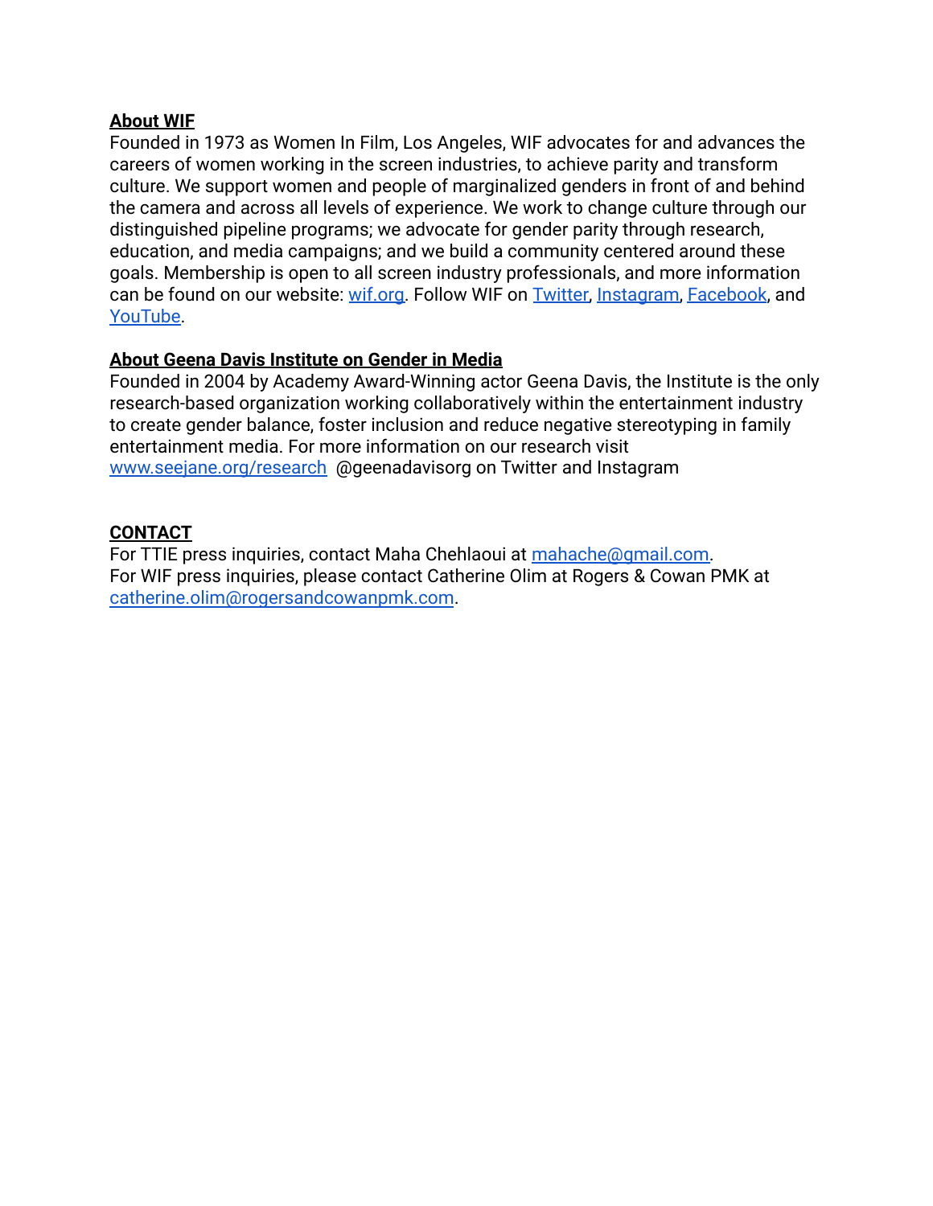**About WIF**

Founded in 1973 as Women In Film, Los Angeles, WIF advocates for and advances the careers of women working in the screen industries, to achieve parity and transform culture. We support women and people of marginalized genders in front of and behind the camera and across all levels of experience. We work to change culture through our distinguished pipeline programs; we advocate for gender parity through research, education, and media campaigns; and we build a community centered around these goals. Membership is open to all screen industry professionals, and more information can be found on our website: wif.org. Follow WIF on Twitter, Instagram, Facebook, and YouTube.

**About Geena Davis Institute on Gender in Media**

Founded in 2004 by Academy Award-Winning actor Geena Davis, the Institute is the only research-based organization working collaboratively within the entertainment industry to create gender balance, foster inclusion and reduce negative stereotyping in family entertainment media. For more information on our research visit www.seejane.org/research @geenadavisorg on Twitter and Instagram

**CONTACT**

For TTIE press inquiries, contact Maha Chehlaoui at mahache@gmail.com.
For WIF press inquiries, please contact Catherine Olim at Rogers & Cowan PMK at catherine.olim@rogersandcowanpmk.com.